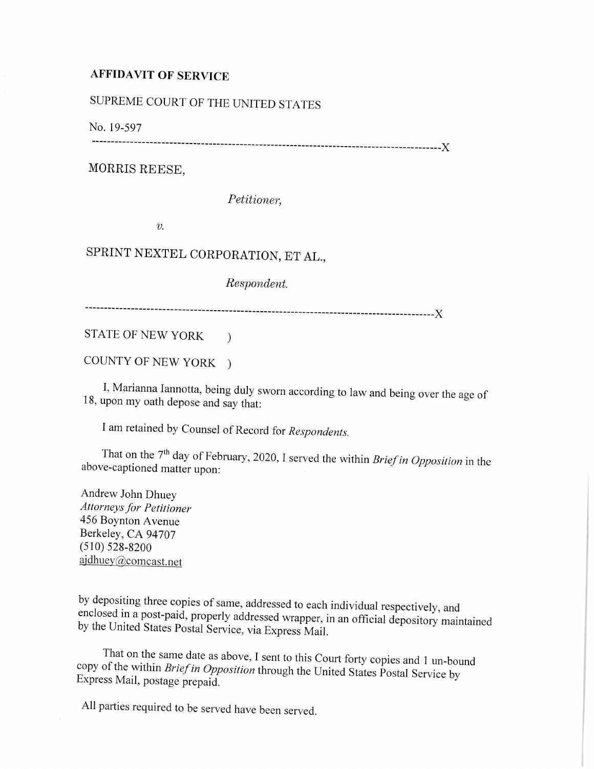**AFFIDAVIT OF SERVICE**

SUPREME COURT OF THE UNITED STATES

No. 19-597

------------------------------------------------------------------------------------------X

MORRIS REESE,

*Petitioner,*

*v.*

SPRINT NEXTEL CORPORATION, ET AL.,

*Respondent.*

------------------------------------------------------------------------------------------X

STATE OF NEW YORK )

COUNTY OF NEW YORK )

I, Marianna Iannotta, being duly sworn according to law and being over the age of 18, upon my oath depose and say that:

I am retained by Counsel of Record for *Respondents.*

That on the 7th day of February, 2020, I served the within *Brief in Opposition* in the above-captioned matter upon:

Andrew John Dhuey
*Attorneys for Petitioner*
456 Boynton Avenue
Berkeley, CA 94707
(510) 528-8200
ajdhuey@comcast.net

by depositing three copies of same, addressed to each individual respectively, and enclosed in a post-paid, properly addressed wrapper, in an official depository maintained by the United States Postal Service, via Express Mail.

That on the same date as above, I sent to this Court forty copies and 1 un-bound copy of the within *Brief in Opposition* through the United States Postal Service by Express Mail, postage prepaid.

All parties required to be served have been served.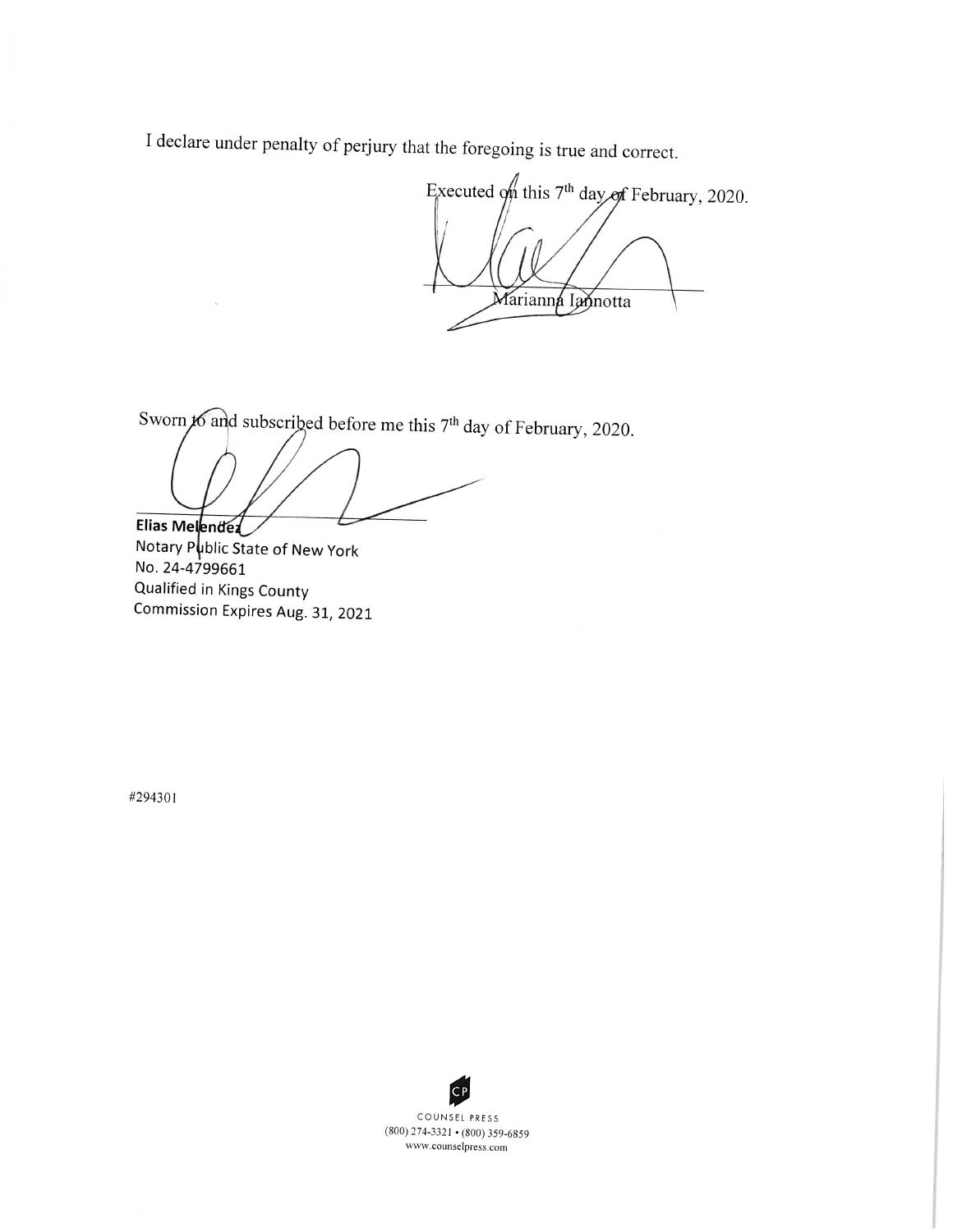I declare under penalty of perjury that the foregoing is true and correct.

Executed on this 7th day of February, 2020.

Marianna Iannotta

Sworn to and subscribed before me this 7th day of February, 2020.

**Elias Melendez**
Notary Public State of New York
No. 24-4799661
Qualified in Kings County
Commission Expires Aug. 31, 2021

#294301

COUNSEL PRESS
(800) 274-3321 • (800) 359-6859
www.counselpress.com